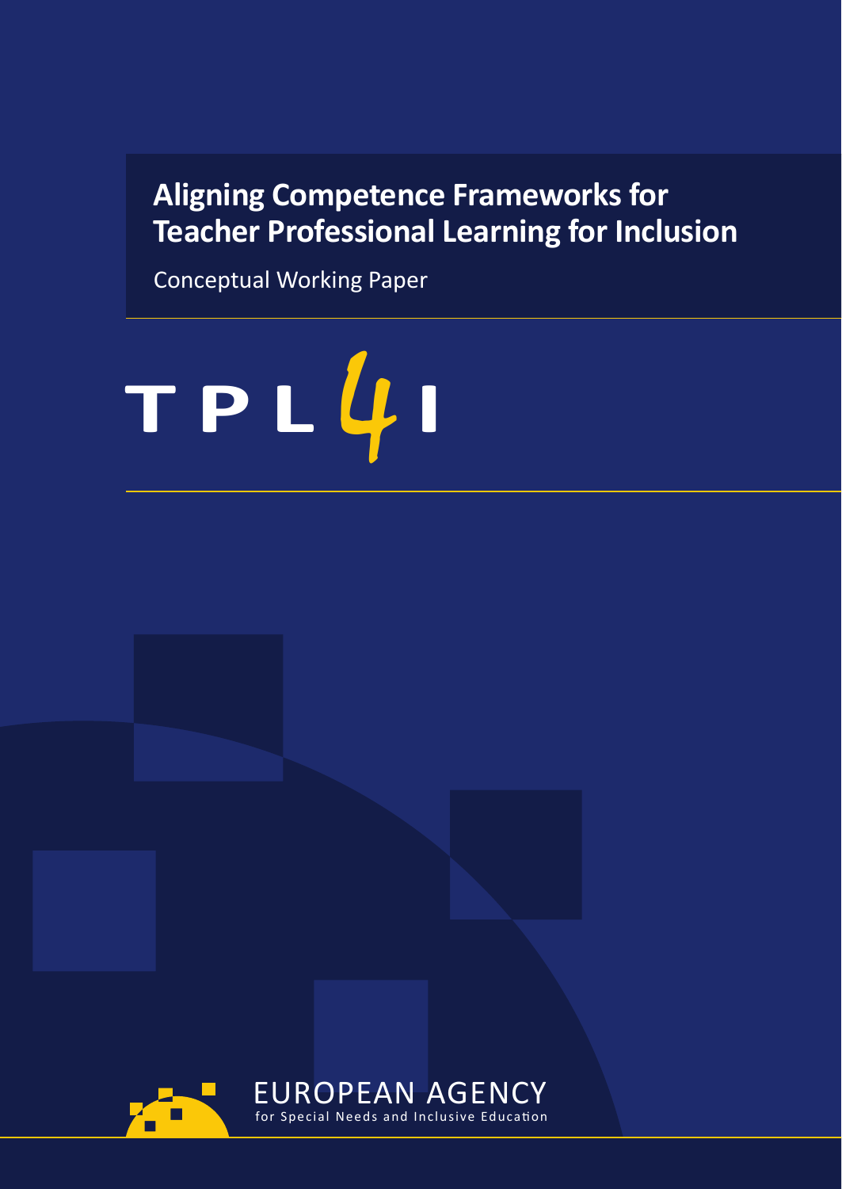# Aligning Competence Frameworks for Teacher Professional Learning for Inclusion

Conceptual Working Paper

TPL4I

EUROPEAN AGENCY
for Special Needs and Inclusive Education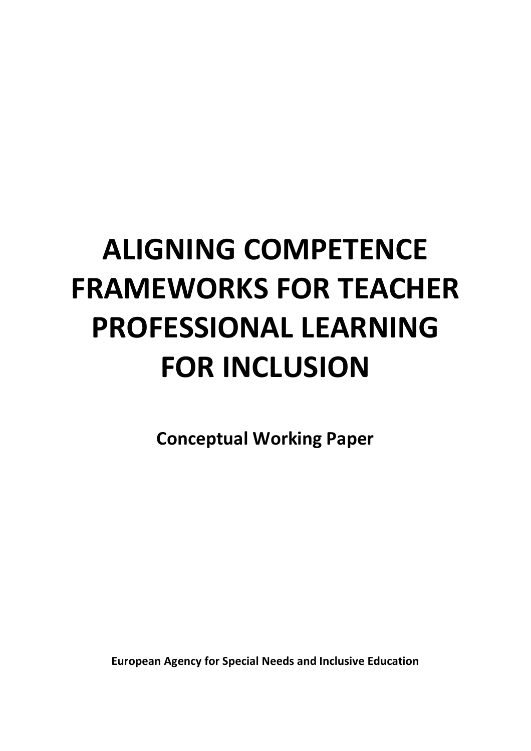# ALIGNING COMPETENCE FRAMEWORKS FOR TEACHER PROFESSIONAL LEARNING FOR INCLUSION

**Conceptual Working Paper**

**European Agency for Special Needs and Inclusive Education**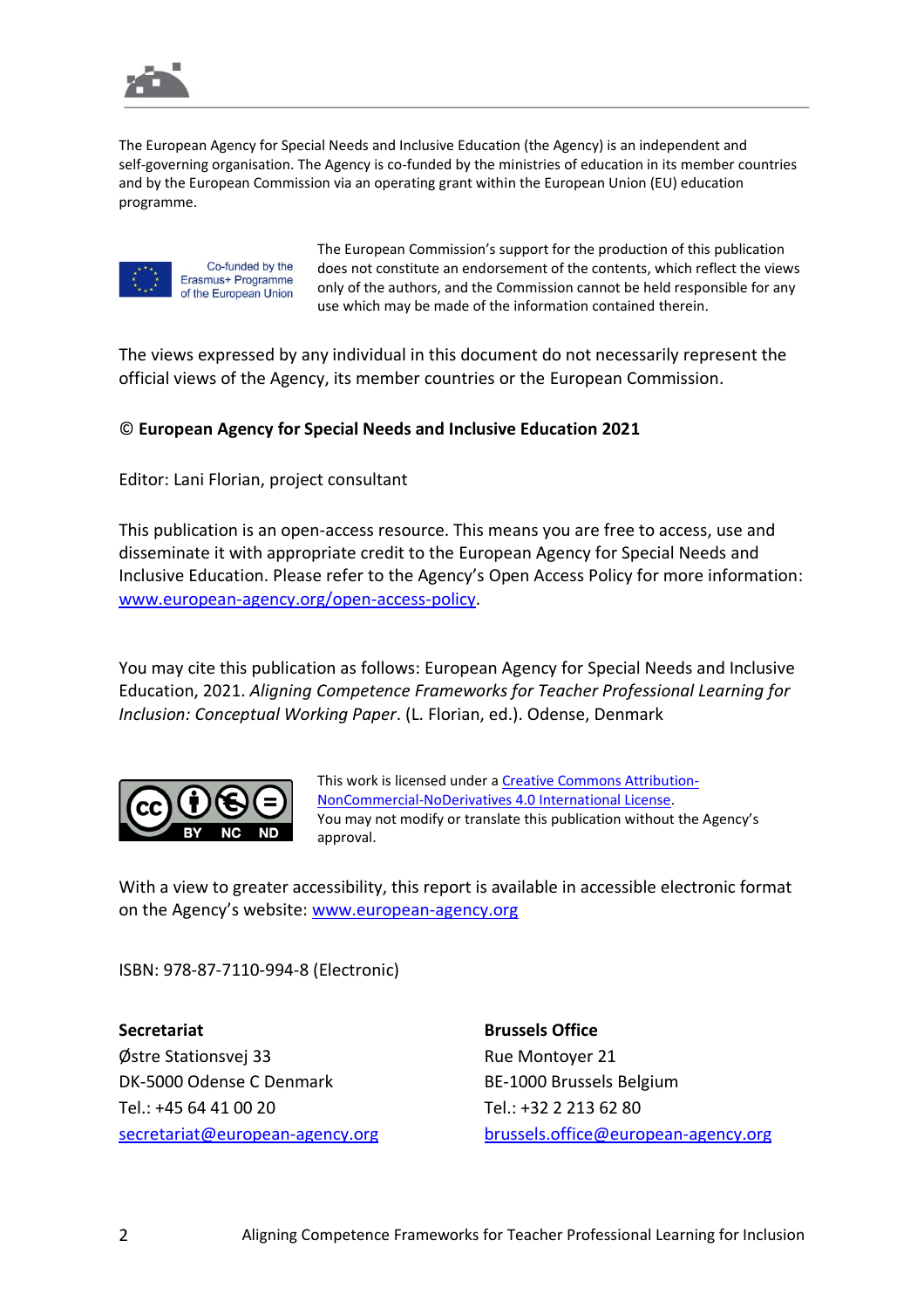The European Agency for Special Needs and Inclusive Education (the Agency) is an independent and self-governing organisation. The Agency is co-funded by the ministries of education in its member countries and by the European Commission via an operating grant within the European Union (EU) education programme.

Co-funded by the Erasmus+ Programme of the European Union

The European Commission's support for the production of this publication does not constitute an endorsement of the contents, which reflect the views only of the authors, and the Commission cannot be held responsible for any use which may be made of the information contained therein.

The views expressed by any individual in this document do not necessarily represent the official views of the Agency, its member countries or the European Commission.

**© European Agency for Special Needs and Inclusive Education 2021**

Editor: Lani Florian, project consultant

This publication is an open-access resource. This means you are free to access, use and disseminate it with appropriate credit to the European Agency for Special Needs and Inclusive Education. Please refer to the Agency's Open Access Policy for more information: [www.european-agency.org/open-access-policy](www.european-agency.org/open-access-policy).

You may cite this publication as follows: European Agency for Special Needs and Inclusive Education, 2021. *Aligning Competence Frameworks for Teacher Professional Learning for Inclusion: Conceptual Working Paper*. (L. Florian, ed.). Odense, Denmark

This work is licensed under a Creative Commons Attribution-NonCommercial-NoDerivatives 4.0 International License. You may not modify or translate this publication without the Agency's approval.

With a view to greater accessibility, this report is available in accessible electronic format on the Agency's website: [www.european-agency.org](www.european-agency.org)

ISBN: 978-87-7110-994-8 (Electronic)

**Secretariat**
Østre Stationsvej 33
DK-5000 Odense C Denmark
Tel.: +45 64 41 00 20
secretariat@european-agency.org

**Brussels Office**
Rue Montoyer 21
BE-1000 Brussels Belgium
Tel.: +32 2 213 62 80
brussels.office@european-agency.org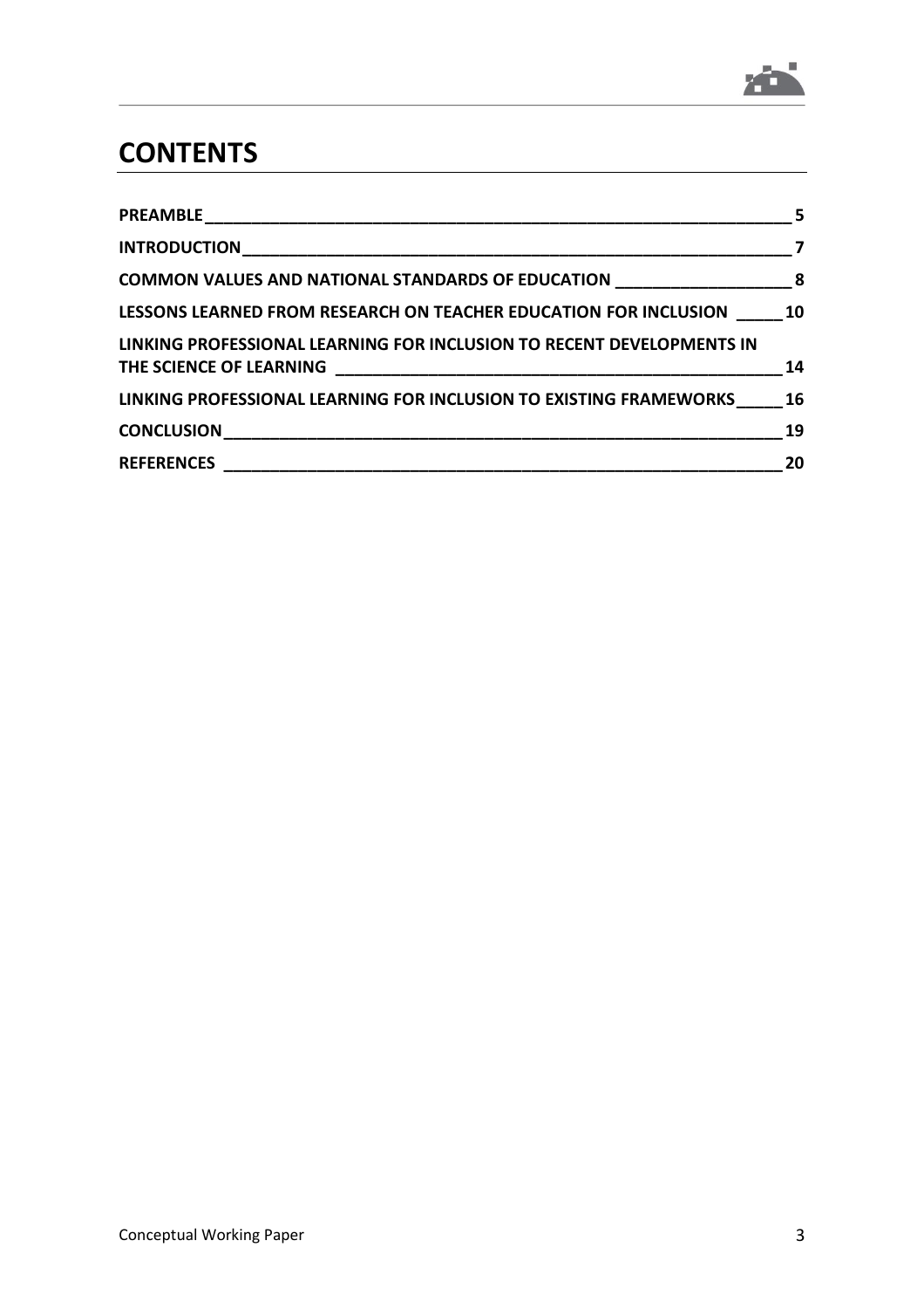# CONTENTS

PREAMBLE 5

INTRODUCTION 7

COMMON VALUES AND NATIONAL STANDARDS OF EDUCATION 8

LESSONS LEARNED FROM RESEARCH ON TEACHER EDUCATION FOR INCLUSION 10

LINKING PROFESSIONAL LEARNING FOR INCLUSION TO RECENT DEVELOPMENTS IN THE SCIENCE OF LEARNING 14

LINKING PROFESSIONAL LEARNING FOR INCLUSION TO EXISTING FRAMEWORKS 16

CONCLUSION 19

REFERENCES 20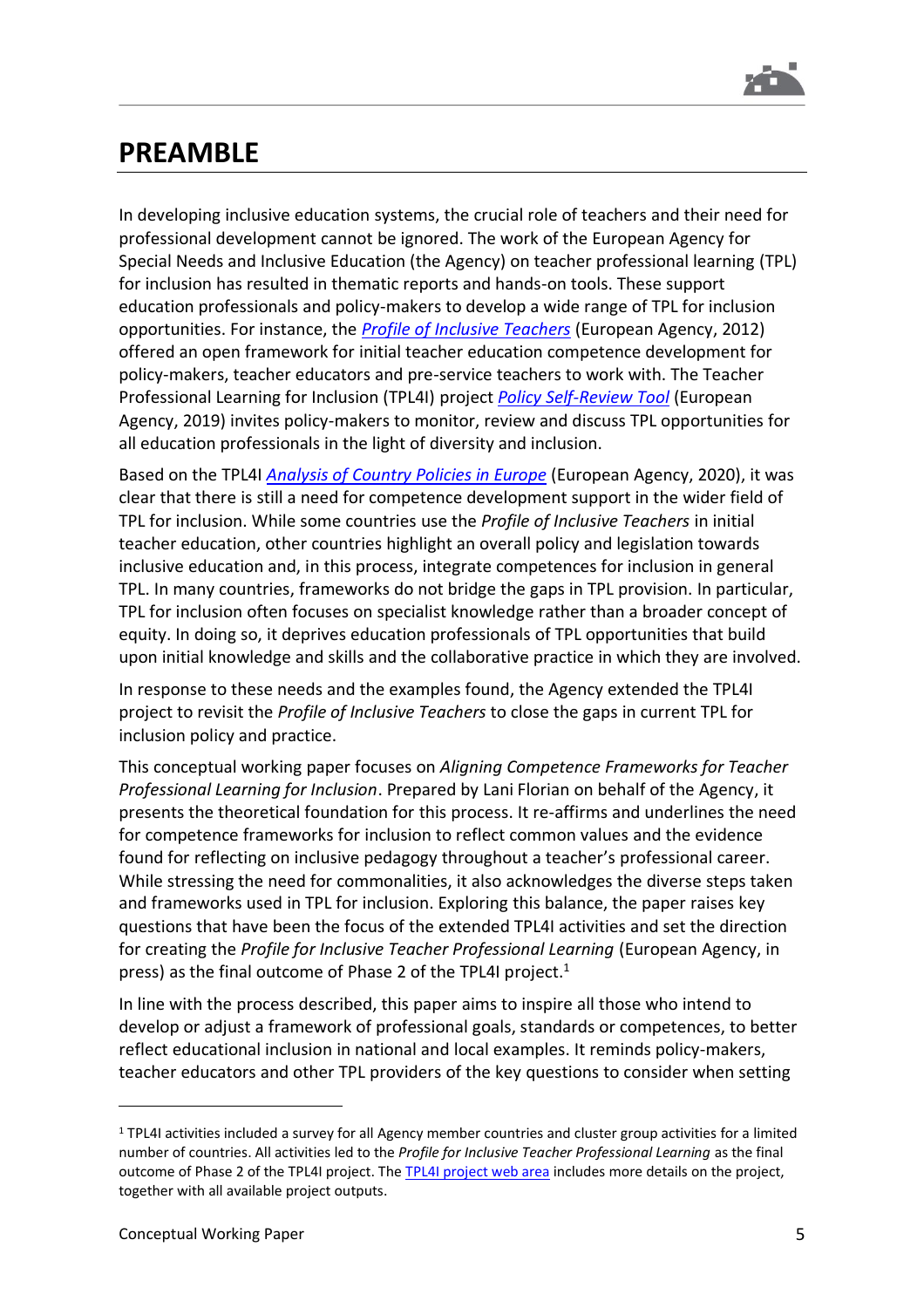# PREAMBLE

In developing inclusive education systems, the crucial role of teachers and their need for professional development cannot be ignored. The work of the European Agency for Special Needs and Inclusive Education (the Agency) on teacher professional learning (TPL) for inclusion has resulted in thematic reports and hands-on tools. These support education professionals and policy-makers to develop a wide range of TPL for inclusion opportunities. For instance, the *Profile of Inclusive Teachers* (European Agency, 2012) offered an open framework for initial teacher education competence development for policy-makers, teacher educators and pre-service teachers to work with. The Teacher Professional Learning for Inclusion (TPL4I) project *Policy Self-Review Tool* (European Agency, 2019) invites policy-makers to monitor, review and discuss TPL opportunities for all education professionals in the light of diversity and inclusion.

Based on the TPL4I *Analysis of Country Policies in Europe* (European Agency, 2020), it was clear that there is still a need for competence development support in the wider field of TPL for inclusion. While some countries use the *Profile of Inclusive Teachers* in initial teacher education, other countries highlight an overall policy and legislation towards inclusive education and, in this process, integrate competences for inclusion in general TPL. In many countries, frameworks do not bridge the gaps in TPL provision. In particular, TPL for inclusion often focuses on specialist knowledge rather than a broader concept of equity. In doing so, it deprives education professionals of TPL opportunities that build upon initial knowledge and skills and the collaborative practice in which they are involved.

In response to these needs and the examples found, the Agency extended the TPL4I project to revisit the *Profile of Inclusive Teachers* to close the gaps in current TPL for inclusion policy and practice.

This conceptual working paper focuses on *Aligning Competence Frameworks for Teacher Professional Learning for Inclusion*. Prepared by Lani Florian on behalf of the Agency, it presents the theoretical foundation for this process. It re-affirms and underlines the need for competence frameworks for inclusion to reflect common values and the evidence found for reflecting on inclusive pedagogy throughout a teacher's professional career. While stressing the need for commonalities, it also acknowledges the diverse steps taken and frameworks used in TPL for inclusion. Exploring this balance, the paper raises key questions that have been the focus of the extended TPL4I activities and set the direction for creating the *Profile for Inclusive Teacher Professional Learning* (European Agency, in press) as the final outcome of Phase 2 of the TPL4I project.[1]

In line with the process described, this paper aims to inspire all those who intend to develop or adjust a framework of professional goals, standards or competences, to better reflect educational inclusion in national and local examples. It reminds policy-makers, teacher educators and other TPL providers of the key questions to consider when setting

[1] TPL4I activities included a survey for all Agency member countries and cluster group activities for a limited number of countries. All activities led to the *Profile for Inclusive Teacher Professional Learning* as the final outcome of Phase 2 of the TPL4I project. The TPL4I project web area includes more details on the project, together with all available project outputs.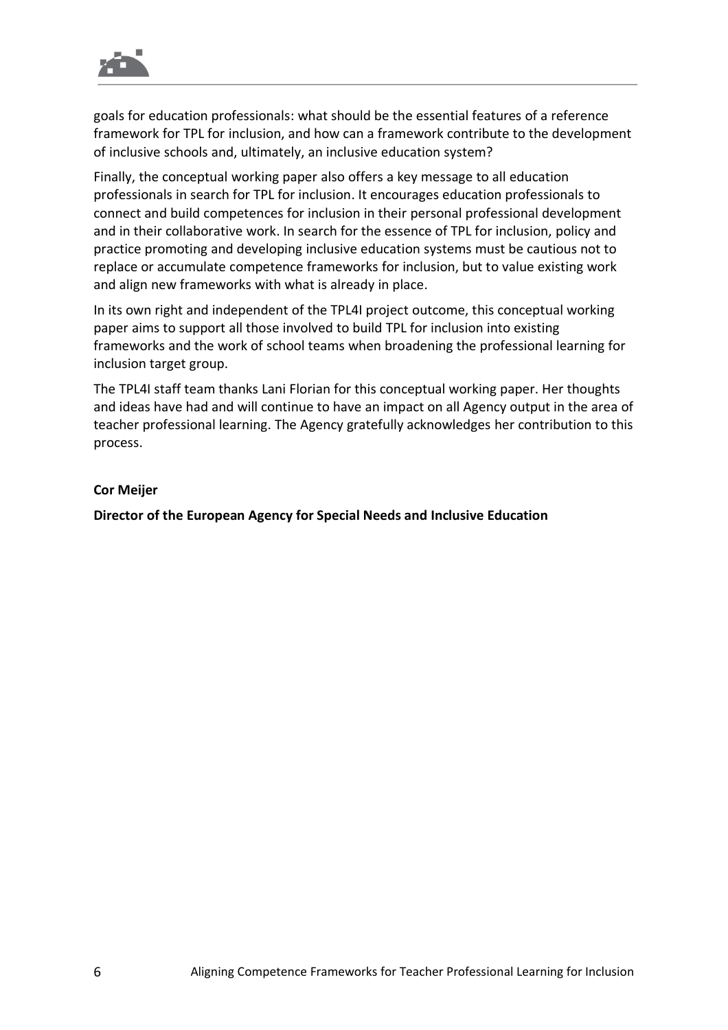goals for education professionals: what should be the essential features of a reference framework for TPL for inclusion, and how can a framework contribute to the development of inclusive schools and, ultimately, an inclusive education system?

Finally, the conceptual working paper also offers a key message to all education professionals in search for TPL for inclusion. It encourages education professionals to connect and build competences for inclusion in their personal professional development and in their collaborative work. In search for the essence of TPL for inclusion, policy and practice promoting and developing inclusive education systems must be cautious not to replace or accumulate competence frameworks for inclusion, but to value existing work and align new frameworks with what is already in place.

In its own right and independent of the TPL4I project outcome, this conceptual working paper aims to support all those involved to build TPL for inclusion into existing frameworks and the work of school teams when broadening the professional learning for inclusion target group.

The TPL4I staff team thanks Lani Florian for this conceptual working paper. Her thoughts and ideas have had and will continue to have an impact on all Agency output in the area of teacher professional learning. The Agency gratefully acknowledges her contribution to this process.

**Cor Meijer**

**Director of the European Agency for Special Needs and Inclusive Education**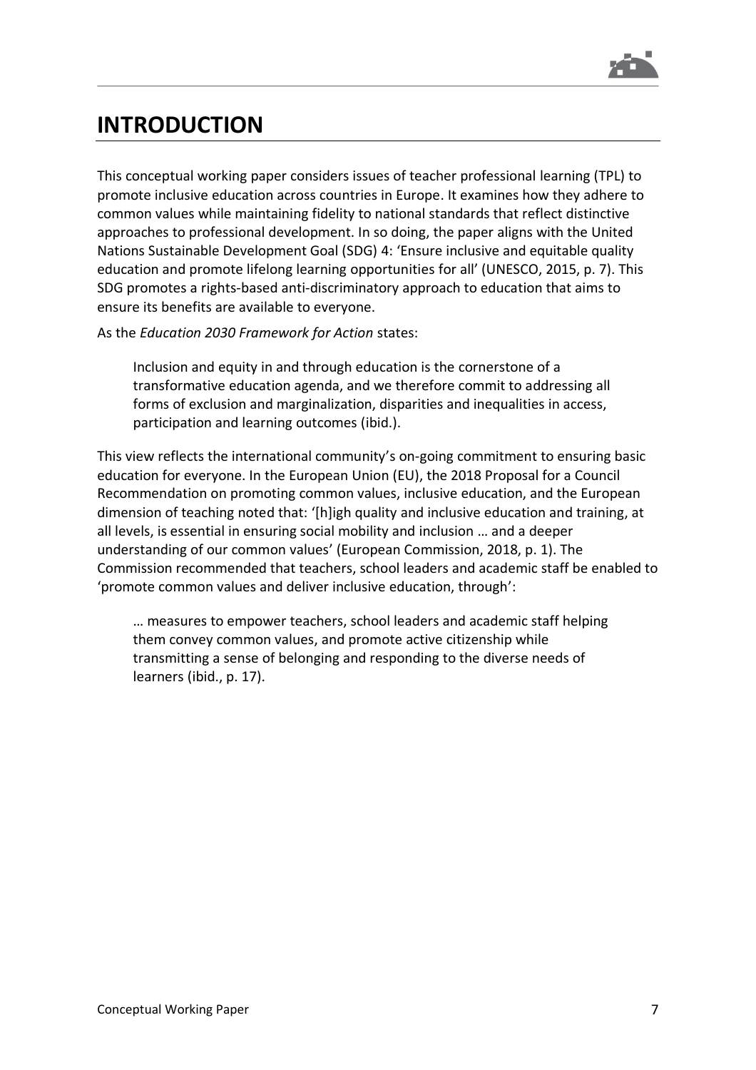# INTRODUCTION

This conceptual working paper considers issues of teacher professional learning (TPL) to promote inclusive education across countries in Europe. It examines how they adhere to common values while maintaining fidelity to national standards that reflect distinctive approaches to professional development. In so doing, the paper aligns with the United Nations Sustainable Development Goal (SDG) 4: 'Ensure inclusive and equitable quality education and promote lifelong learning opportunities for all' (UNESCO, 2015, p. 7). This SDG promotes a rights-based anti-discriminatory approach to education that aims to ensure its benefits are available to everyone.

As the *Education 2030 Framework for Action* states:

> Inclusion and equity in and through education is the cornerstone of a transformative education agenda, and we therefore commit to addressing all forms of exclusion and marginalization, disparities and inequalities in access, participation and learning outcomes (ibid.).

This view reflects the international community's on-going commitment to ensuring basic education for everyone. In the European Union (EU), the 2018 Proposal for a Council Recommendation on promoting common values, inclusive education, and the European dimension of teaching noted that: '[h]igh quality and inclusive education and training, at all levels, is essential in ensuring social mobility and inclusion … and a deeper understanding of our common values' (European Commission, 2018, p. 1). The Commission recommended that teachers, school leaders and academic staff be enabled to 'promote common values and deliver inclusive education, through':

> … measures to empower teachers, school leaders and academic staff helping them convey common values, and promote active citizenship while transmitting a sense of belonging and responding to the diverse needs of learners (ibid., p. 17).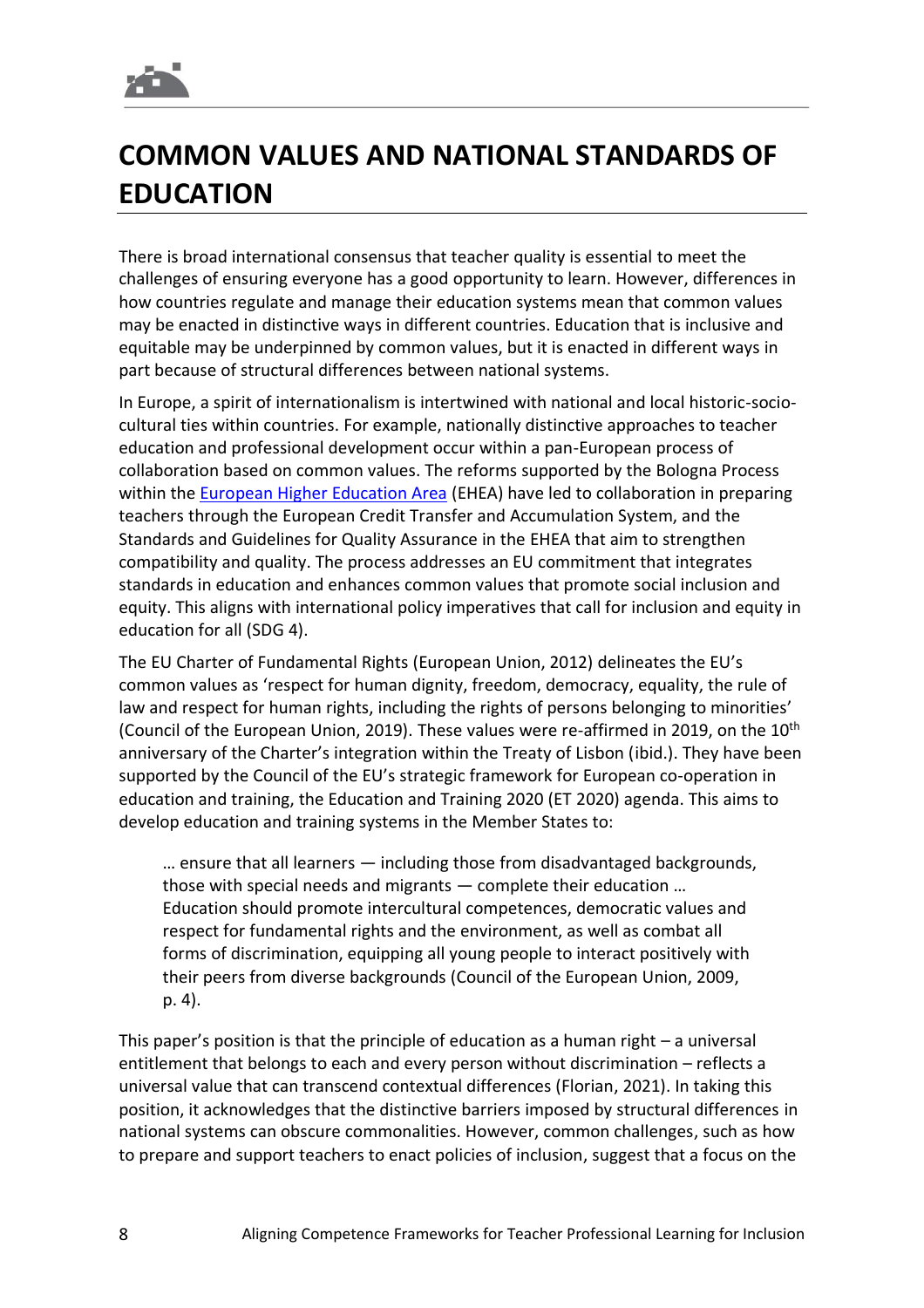# COMMON VALUES AND NATIONAL STANDARDS OF EDUCATION

There is broad international consensus that teacher quality is essential to meet the challenges of ensuring everyone has a good opportunity to learn. However, differences in how countries regulate and manage their education systems mean that common values may be enacted in distinctive ways in different countries. Education that is inclusive and equitable may be underpinned by common values, but it is enacted in different ways in part because of structural differences between national systems.

In Europe, a spirit of internationalism is intertwined with national and local historic-socio-cultural ties within countries. For example, nationally distinctive approaches to teacher education and professional development occur within a pan-European process of collaboration based on common values. The reforms supported by the Bologna Process within the [European Higher Education Area](#) (EHEA) have led to collaboration in preparing teachers through the European Credit Transfer and Accumulation System, and the Standards and Guidelines for Quality Assurance in the EHEA that aim to strengthen compatibility and quality. The process addresses an EU commitment that integrates standards in education and enhances common values that promote social inclusion and equity. This aligns with international policy imperatives that call for inclusion and equity in education for all (SDG 4).

The EU Charter of Fundamental Rights (European Union, 2012) delineates the EU's common values as 'respect for human dignity, freedom, democracy, equality, the rule of law and respect for human rights, including the rights of persons belonging to minorities' (Council of the European Union, 2019). These values were re-affirmed in 2019, on the 10th anniversary of the Charter's integration within the Treaty of Lisbon (ibid.). They have been supported by the Council of the EU's strategic framework for European co-operation in education and training, the Education and Training 2020 (ET 2020) agenda. This aims to develop education and training systems in the Member States to:

> … ensure that all learners — including those from disadvantaged backgrounds, those with special needs and migrants — complete their education … Education should promote intercultural competences, democratic values and respect for fundamental rights and the environment, as well as combat all forms of discrimination, equipping all young people to interact positively with their peers from diverse backgrounds (Council of the European Union, 2009, p. 4).

This paper's position is that the principle of education as a human right – a universal entitlement that belongs to each and every person without discrimination – reflects a universal value that can transcend contextual differences (Florian, 2021). In taking this position, it acknowledges that the distinctive barriers imposed by structural differences in national systems can obscure commonalities. However, common challenges, such as how to prepare and support teachers to enact policies of inclusion, suggest that a focus on the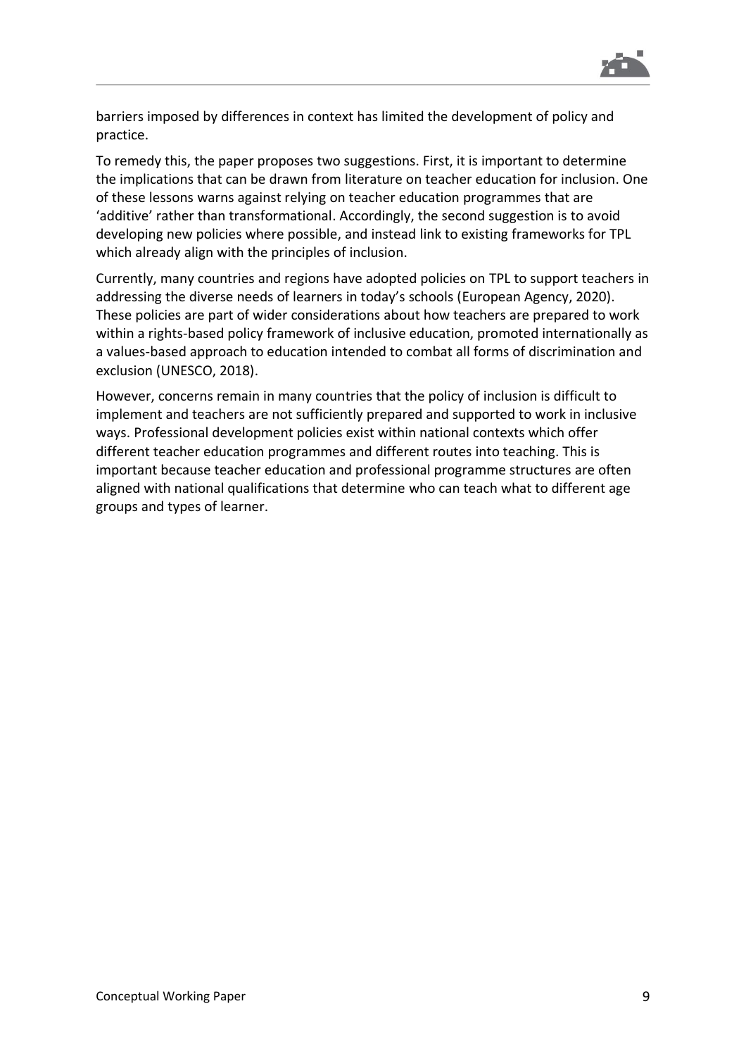barriers imposed by differences in context has limited the development of policy and practice.

To remedy this, the paper proposes two suggestions. First, it is important to determine the implications that can be drawn from literature on teacher education for inclusion. One of these lessons warns against relying on teacher education programmes that are 'additive' rather than transformational. Accordingly, the second suggestion is to avoid developing new policies where possible, and instead link to existing frameworks for TPL which already align with the principles of inclusion.

Currently, many countries and regions have adopted policies on TPL to support teachers in addressing the diverse needs of learners in today's schools (European Agency, 2020). These policies are part of wider considerations about how teachers are prepared to work within a rights-based policy framework of inclusive education, promoted internationally as a values-based approach to education intended to combat all forms of discrimination and exclusion (UNESCO, 2018).

However, concerns remain in many countries that the policy of inclusion is difficult to implement and teachers are not sufficiently prepared and supported to work in inclusive ways. Professional development policies exist within national contexts which offer different teacher education programmes and different routes into teaching. This is important because teacher education and professional programme structures are often aligned with national qualifications that determine who can teach what to different age groups and types of learner.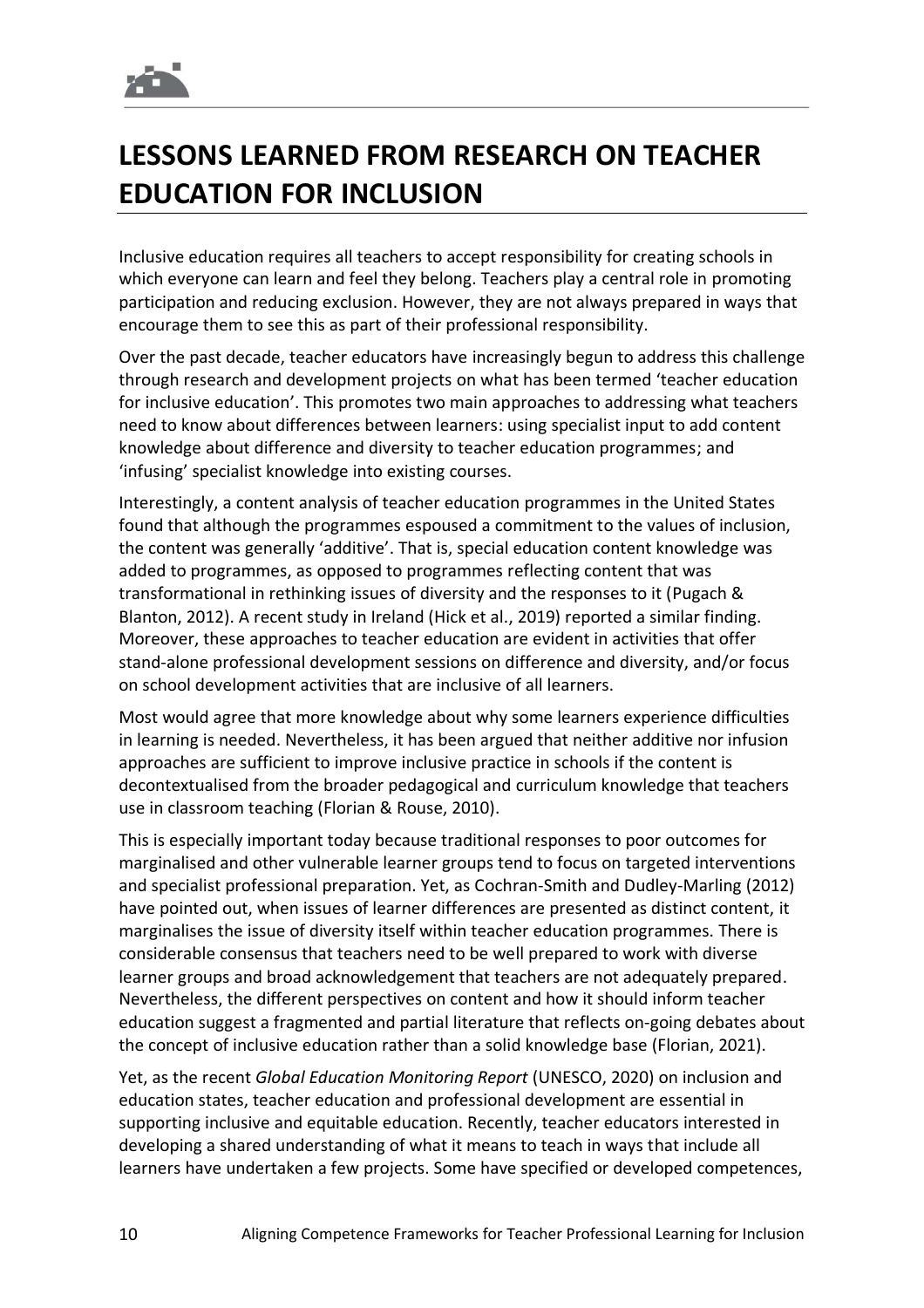# LESSONS LEARNED FROM RESEARCH ON TEACHER EDUCATION FOR INCLUSION

Inclusive education requires all teachers to accept responsibility for creating schools in which everyone can learn and feel they belong. Teachers play a central role in promoting participation and reducing exclusion. However, they are not always prepared in ways that encourage them to see this as part of their professional responsibility.

Over the past decade, teacher educators have increasingly begun to address this challenge through research and development projects on what has been termed 'teacher education for inclusive education'. This promotes two main approaches to addressing what teachers need to know about differences between learners: using specialist input to add content knowledge about difference and diversity to teacher education programmes; and 'infusing' specialist knowledge into existing courses.

Interestingly, a content analysis of teacher education programmes in the United States found that although the programmes espoused a commitment to the values of inclusion, the content was generally 'additive'. That is, special education content knowledge was added to programmes, as opposed to programmes reflecting content that was transformational in rethinking issues of diversity and the responses to it (Pugach & Blanton, 2012). A recent study in Ireland (Hick et al., 2019) reported a similar finding. Moreover, these approaches to teacher education are evident in activities that offer stand-alone professional development sessions on difference and diversity, and/or focus on school development activities that are inclusive of all learners.

Most would agree that more knowledge about why some learners experience difficulties in learning is needed. Nevertheless, it has been argued that neither additive nor infusion approaches are sufficient to improve inclusive practice in schools if the content is decontextualised from the broader pedagogical and curriculum knowledge that teachers use in classroom teaching (Florian & Rouse, 2010).

This is especially important today because traditional responses to poor outcomes for marginalised and other vulnerable learner groups tend to focus on targeted interventions and specialist professional preparation. Yet, as Cochran-Smith and Dudley-Marling (2012) have pointed out, when issues of learner differences are presented as distinct content, it marginalises the issue of diversity itself within teacher education programmes. There is considerable consensus that teachers need to be well prepared to work with diverse learner groups and broad acknowledgement that teachers are not adequately prepared. Nevertheless, the different perspectives on content and how it should inform teacher education suggest a fragmented and partial literature that reflects on-going debates about the concept of inclusive education rather than a solid knowledge base (Florian, 2021).

Yet, as the recent *Global Education Monitoring Report* (UNESCO, 2020) on inclusion and education states, teacher education and professional development are essential in supporting inclusive and equitable education. Recently, teacher educators interested in developing a shared understanding of what it means to teach in ways that include all learners have undertaken a few projects. Some have specified or developed competences,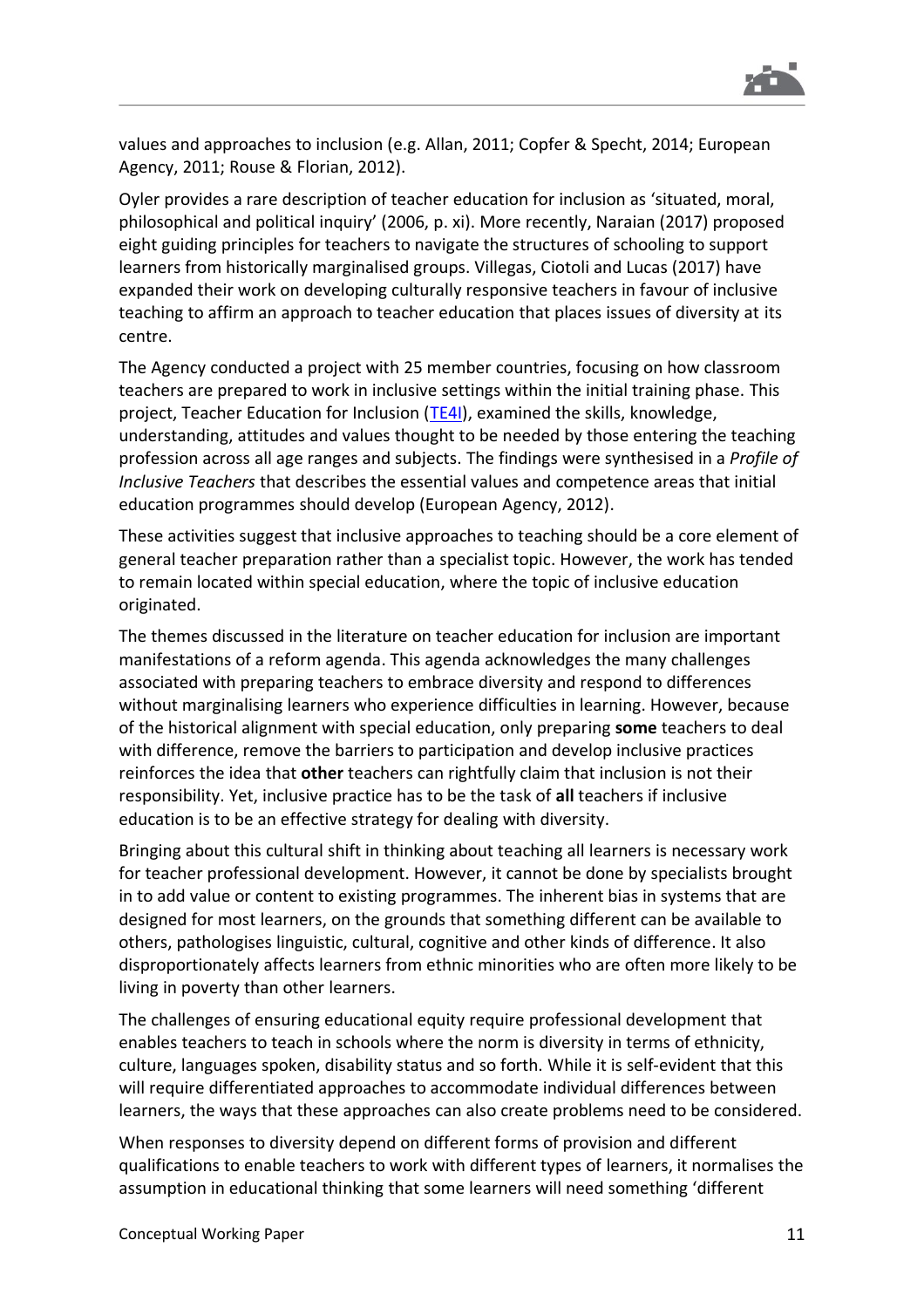values and approaches to inclusion (e.g. Allan, 2011; Copfer & Specht, 2014; European Agency, 2011; Rouse & Florian, 2012).

Oyler provides a rare description of teacher education for inclusion as 'situated, moral, philosophical and political inquiry' (2006, p. xi). More recently, Naraian (2017) proposed eight guiding principles for teachers to navigate the structures of schooling to support learners from historically marginalised groups. Villegas, Ciotoli and Lucas (2017) have expanded their work on developing culturally responsive teachers in favour of inclusive teaching to affirm an approach to teacher education that places issues of diversity at its centre.

The Agency conducted a project with 25 member countries, focusing on how classroom teachers are prepared to work in inclusive settings within the initial training phase. This project, Teacher Education for Inclusion (TE4I), examined the skills, knowledge, understanding, attitudes and values thought to be needed by those entering the teaching profession across all age ranges and subjects. The findings were synthesised in a *Profile of Inclusive Teachers* that describes the essential values and competence areas that initial education programmes should develop (European Agency, 2012).

These activities suggest that inclusive approaches to teaching should be a core element of general teacher preparation rather than a specialist topic. However, the work has tended to remain located within special education, where the topic of inclusive education originated.

The themes discussed in the literature on teacher education for inclusion are important manifestations of a reform agenda. This agenda acknowledges the many challenges associated with preparing teachers to embrace diversity and respond to differences without marginalising learners who experience difficulties in learning. However, because of the historical alignment with special education, only preparing **some** teachers to deal with difference, remove the barriers to participation and develop inclusive practices reinforces the idea that **other** teachers can rightfully claim that inclusion is not their responsibility. Yet, inclusive practice has to be the task of **all** teachers if inclusive education is to be an effective strategy for dealing with diversity.

Bringing about this cultural shift in thinking about teaching all learners is necessary work for teacher professional development. However, it cannot be done by specialists brought in to add value or content to existing programmes. The inherent bias in systems that are designed for most learners, on the grounds that something different can be available to others, pathologises linguistic, cultural, cognitive and other kinds of difference. It also disproportionately affects learners from ethnic minorities who are often more likely to be living in poverty than other learners.

The challenges of ensuring educational equity require professional development that enables teachers to teach in schools where the norm is diversity in terms of ethnicity, culture, languages spoken, disability status and so forth. While it is self-evident that this will require differentiated approaches to accommodate individual differences between learners, the ways that these approaches can also create problems need to be considered.

When responses to diversity depend on different forms of provision and different qualifications to enable teachers to work with different types of learners, it normalises the assumption in educational thinking that some learners will need something 'different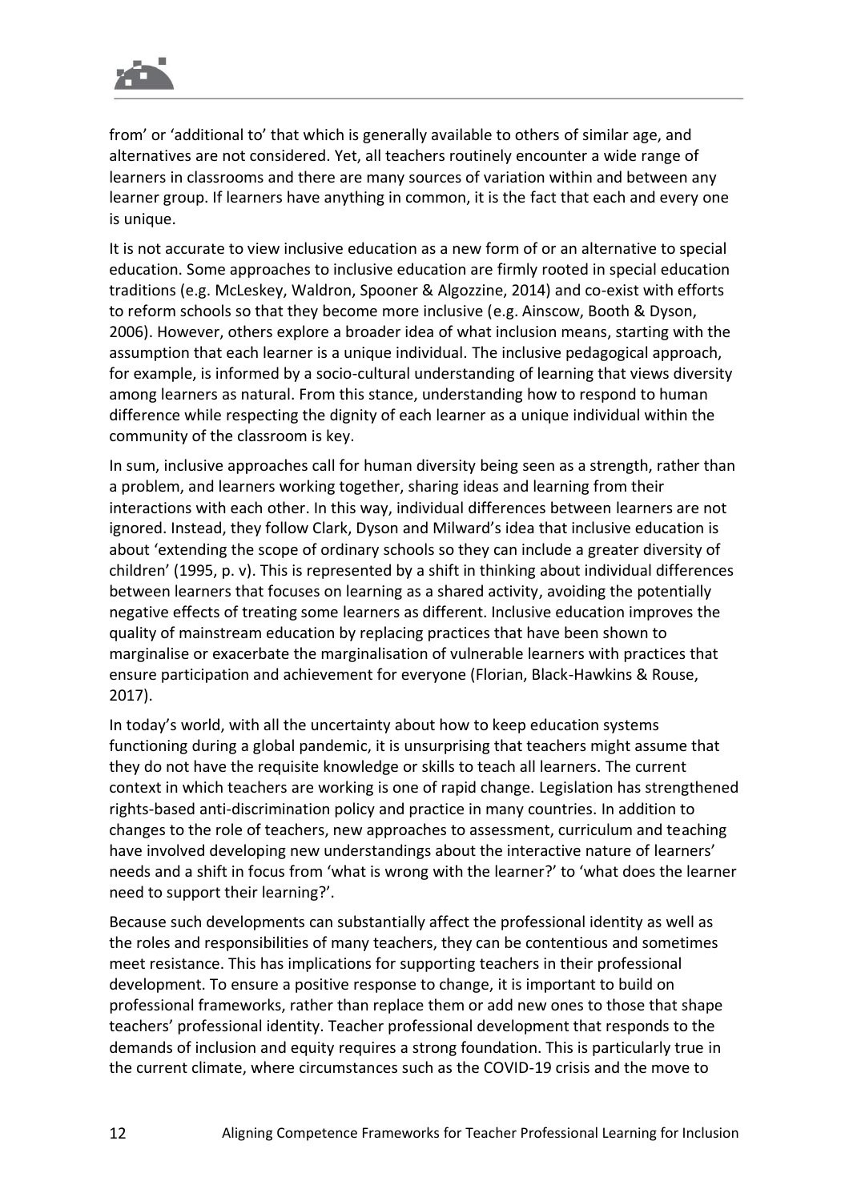from' or 'additional to' that which is generally available to others of similar age, and alternatives are not considered. Yet, all teachers routinely encounter a wide range of learners in classrooms and there are many sources of variation within and between any learner group. If learners have anything in common, it is the fact that each and every one is unique.

It is not accurate to view inclusive education as a new form of or an alternative to special education. Some approaches to inclusive education are firmly rooted in special education traditions (e.g. McLeskey, Waldron, Spooner & Algozzine, 2014) and co-exist with efforts to reform schools so that they become more inclusive (e.g. Ainscow, Booth & Dyson, 2006). However, others explore a broader idea of what inclusion means, starting with the assumption that each learner is a unique individual. The inclusive pedagogical approach, for example, is informed by a socio-cultural understanding of learning that views diversity among learners as natural. From this stance, understanding how to respond to human difference while respecting the dignity of each learner as a unique individual within the community of the classroom is key.

In sum, inclusive approaches call for human diversity being seen as a strength, rather than a problem, and learners working together, sharing ideas and learning from their interactions with each other. In this way, individual differences between learners are not ignored. Instead, they follow Clark, Dyson and Milward's idea that inclusive education is about 'extending the scope of ordinary schools so they can include a greater diversity of children' (1995, p. v). This is represented by a shift in thinking about individual differences between learners that focuses on learning as a shared activity, avoiding the potentially negative effects of treating some learners as different. Inclusive education improves the quality of mainstream education by replacing practices that have been shown to marginalise or exacerbate the marginalisation of vulnerable learners with practices that ensure participation and achievement for everyone (Florian, Black-Hawkins & Rouse, 2017).

In today's world, with all the uncertainty about how to keep education systems functioning during a global pandemic, it is unsurprising that teachers might assume that they do not have the requisite knowledge or skills to teach all learners. The current context in which teachers are working is one of rapid change. Legislation has strengthened rights-based anti-discrimination policy and practice in many countries. In addition to changes to the role of teachers, new approaches to assessment, curriculum and teaching have involved developing new understandings about the interactive nature of learners' needs and a shift in focus from 'what is wrong with the learner?' to 'what does the learner need to support their learning?'.

Because such developments can substantially affect the professional identity as well as the roles and responsibilities of many teachers, they can be contentious and sometimes meet resistance. This has implications for supporting teachers in their professional development. To ensure a positive response to change, it is important to build on professional frameworks, rather than replace them or add new ones to those that shape teachers' professional identity. Teacher professional development that responds to the demands of inclusion and equity requires a strong foundation. This is particularly true in the current climate, where circumstances such as the COVID-19 crisis and the move to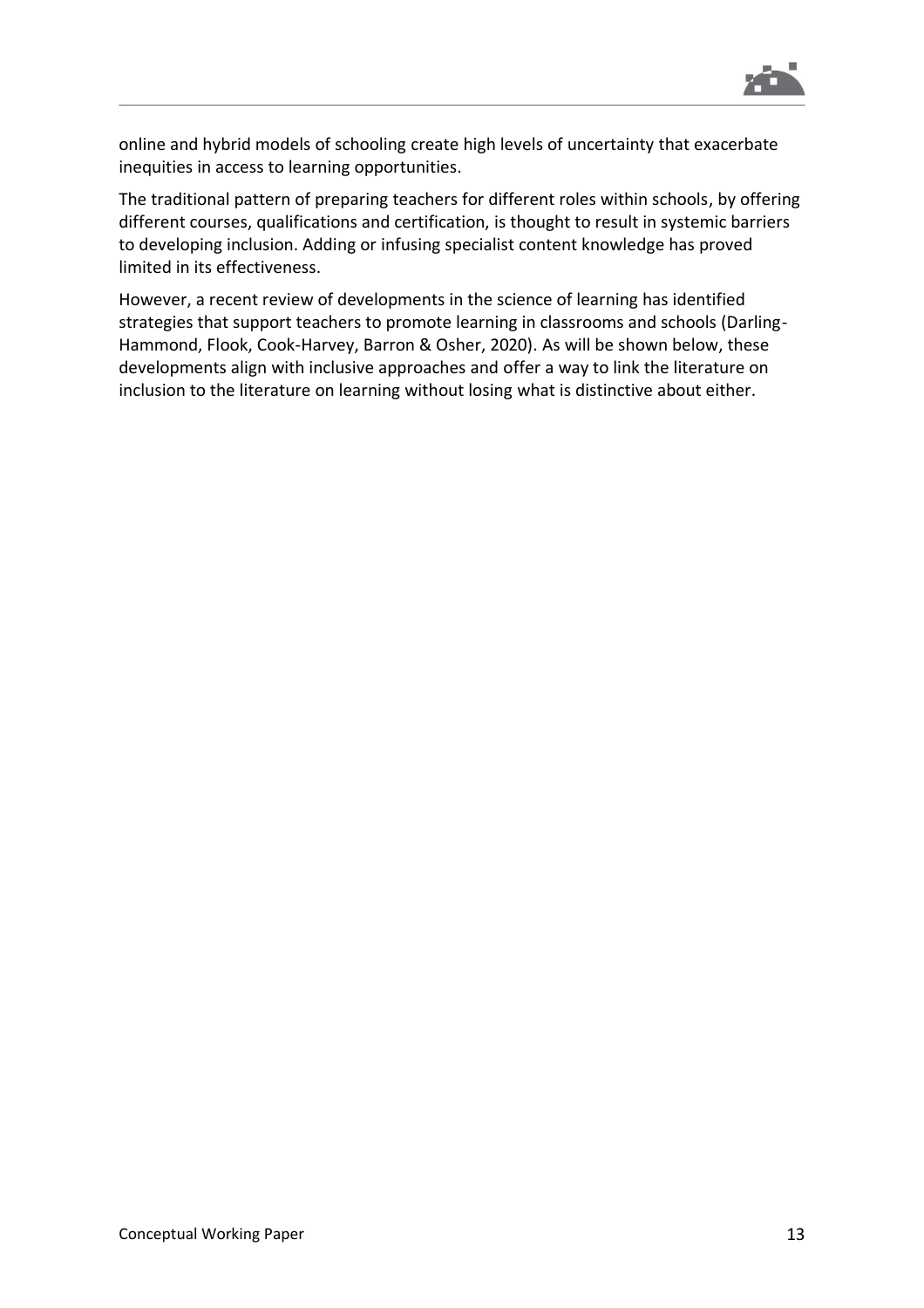online and hybrid models of schooling create high levels of uncertainty that exacerbate inequities in access to learning opportunities.

The traditional pattern of preparing teachers for different roles within schools, by offering different courses, qualifications and certification, is thought to result in systemic barriers to developing inclusion. Adding or infusing specialist content knowledge has proved limited in its effectiveness.

However, a recent review of developments in the science of learning has identified strategies that support teachers to promote learning in classrooms and schools (Darling-Hammond, Flook, Cook-Harvey, Barron & Osher, 2020). As will be shown below, these developments align with inclusive approaches and offer a way to link the literature on inclusion to the literature on learning without losing what is distinctive about either.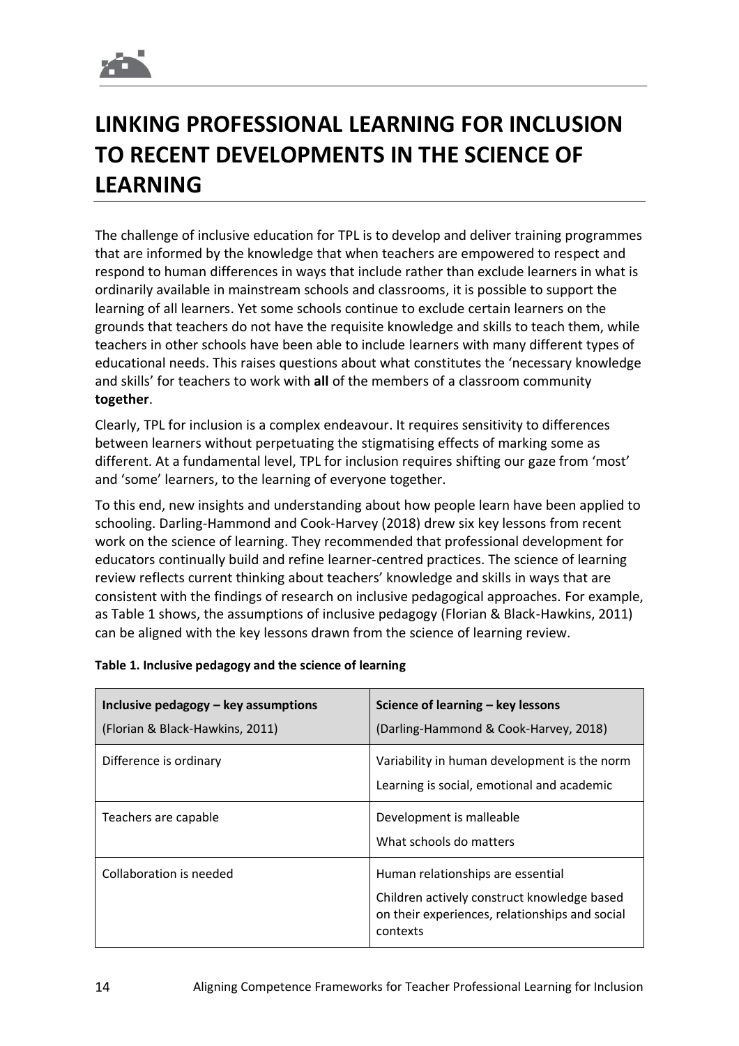# LINKING PROFESSIONAL LEARNING FOR INCLUSION TO RECENT DEVELOPMENTS IN THE SCIENCE OF LEARNING

The challenge of inclusive education for TPL is to develop and deliver training programmes that are informed by the knowledge that when teachers are empowered to respect and respond to human differences in ways that include rather than exclude learners in what is ordinarily available in mainstream schools and classrooms, it is possible to support the learning of all learners. Yet some schools continue to exclude certain learners on the grounds that teachers do not have the requisite knowledge and skills to teach them, while teachers in other schools have been able to include learners with many different types of educational needs. This raises questions about what constitutes the 'necessary knowledge and skills' for teachers to work with **all** of the members of a classroom community **together**.

Clearly, TPL for inclusion is a complex endeavour. It requires sensitivity to differences between learners without perpetuating the stigmatising effects of marking some as different. At a fundamental level, TPL for inclusion requires shifting our gaze from 'most' and 'some' learners, to the learning of everyone together.

To this end, new insights and understanding about how people learn have been applied to schooling. Darling-Hammond and Cook-Harvey (2018) drew six key lessons from recent work on the science of learning. They recommended that professional development for educators continually build and refine learner-centred practices. The science of learning review reflects current thinking about teachers' knowledge and skills in ways that are consistent with the findings of research on inclusive pedagogical approaches. For example, as Table 1 shows, the assumptions of inclusive pedagogy (Florian & Black-Hawkins, 2011) can be aligned with the key lessons drawn from the science of learning review.

**Table 1. Inclusive pedagogy and the science of learning**

| **Inclusive pedagogy – key assumptions** (Florian & Black-Hawkins, 2011) | **Science of learning – key lessons** (Darling-Hammond & Cook-Harvey, 2018) |
|---|---|
| Difference is ordinary | Variability in human development is the norm<br>Learning is social, emotional and academic |
| Teachers are capable | Development is malleable<br>What schools do matters |
| Collaboration is needed | Human relationships are essential<br>Children actively construct knowledge based on their experiences, relationships and social contexts |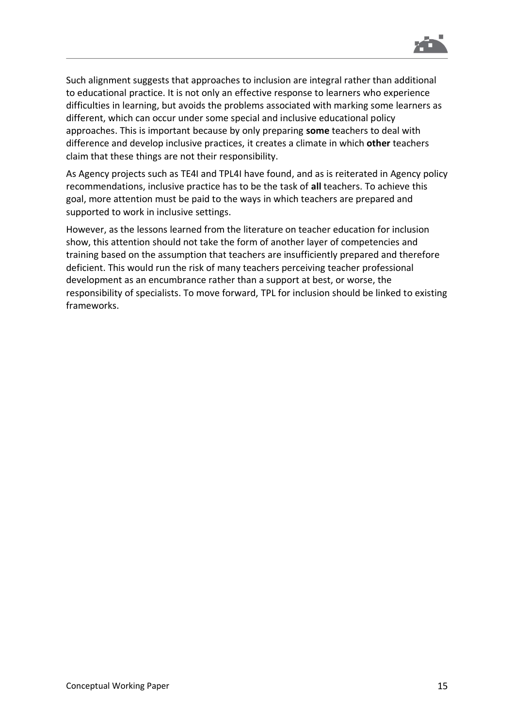Such alignment suggests that approaches to inclusion are integral rather than additional to educational practice. It is not only an effective response to learners who experience difficulties in learning, but avoids the problems associated with marking some learners as different, which can occur under some special and inclusive educational policy approaches. This is important because by only preparing **some** teachers to deal with difference and develop inclusive practices, it creates a climate in which **other** teachers claim that these things are not their responsibility.

As Agency projects such as TE4I and TPL4I have found, and as is reiterated in Agency policy recommendations, inclusive practice has to be the task of **all** teachers. To achieve this goal, more attention must be paid to the ways in which teachers are prepared and supported to work in inclusive settings.

However, as the lessons learned from the literature on teacher education for inclusion show, this attention should not take the form of another layer of competencies and training based on the assumption that teachers are insufficiently prepared and therefore deficient. This would run the risk of many teachers perceiving teacher professional development as an encumbrance rather than a support at best, or worse, the responsibility of specialists. To move forward, TPL for inclusion should be linked to existing frameworks.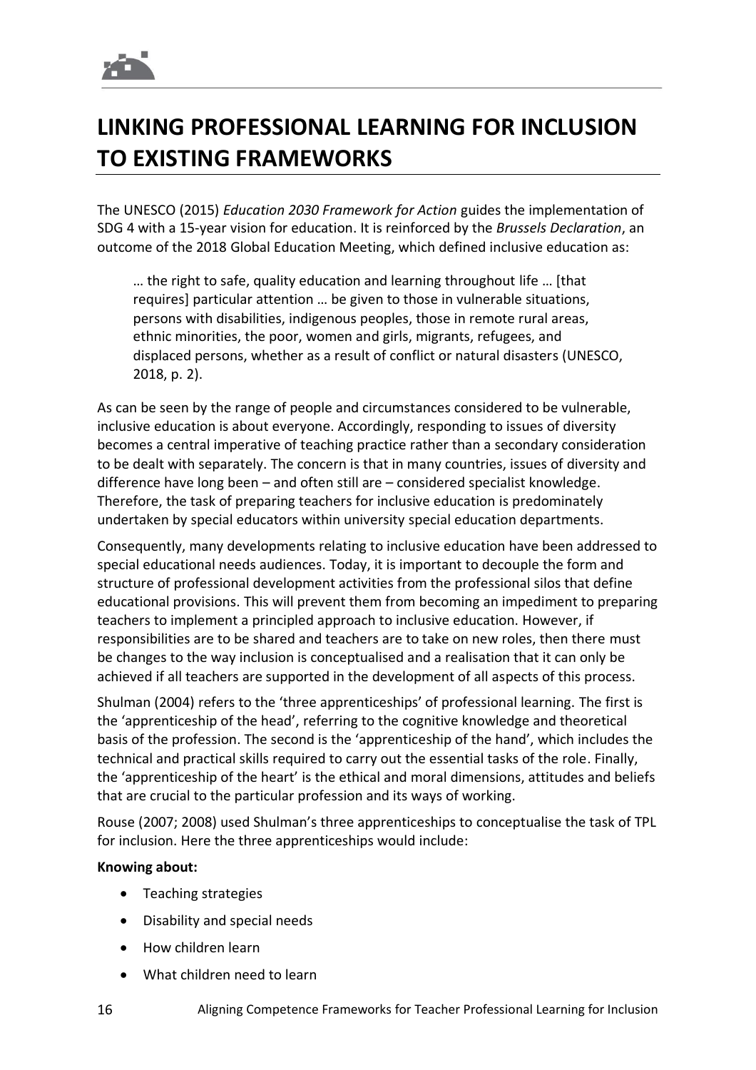# LINKING PROFESSIONAL LEARNING FOR INCLUSION TO EXISTING FRAMEWORKS

The UNESCO (2015) *Education 2030 Framework for Action* guides the implementation of SDG 4 with a 15-year vision for education. It is reinforced by the *Brussels Declaration*, an outcome of the 2018 Global Education Meeting, which defined inclusive education as:

> … the right to safe, quality education and learning throughout life … [that requires] particular attention … be given to those in vulnerable situations, persons with disabilities, indigenous peoples, those in remote rural areas, ethnic minorities, the poor, women and girls, migrants, refugees, and displaced persons, whether as a result of conflict or natural disasters (UNESCO, 2018, p. 2).

As can be seen by the range of people and circumstances considered to be vulnerable, inclusive education is about everyone. Accordingly, responding to issues of diversity becomes a central imperative of teaching practice rather than a secondary consideration to be dealt with separately. The concern is that in many countries, issues of diversity and difference have long been – and often still are – considered specialist knowledge. Therefore, the task of preparing teachers for inclusive education is predominately undertaken by special educators within university special education departments.

Consequently, many developments relating to inclusive education have been addressed to special educational needs audiences. Today, it is important to decouple the form and structure of professional development activities from the professional silos that define educational provisions. This will prevent them from becoming an impediment to preparing teachers to implement a principled approach to inclusive education. However, if responsibilities are to be shared and teachers are to take on new roles, then there must be changes to the way inclusion is conceptualised and a realisation that it can only be achieved if all teachers are supported in the development of all aspects of this process.

Shulman (2004) refers to the 'three apprenticeships' of professional learning. The first is the 'apprenticeship of the head', referring to the cognitive knowledge and theoretical basis of the profession. The second is the 'apprenticeship of the hand', which includes the technical and practical skills required to carry out the essential tasks of the role. Finally, the 'apprenticeship of the heart' is the ethical and moral dimensions, attitudes and beliefs that are crucial to the particular profession and its ways of working.

Rouse (2007; 2008) used Shulman's three apprenticeships to conceptualise the task of TPL for inclusion. Here the three apprenticeships would include:

**Knowing about:**

- Teaching strategies
- Disability and special needs
- How children learn
- What children need to learn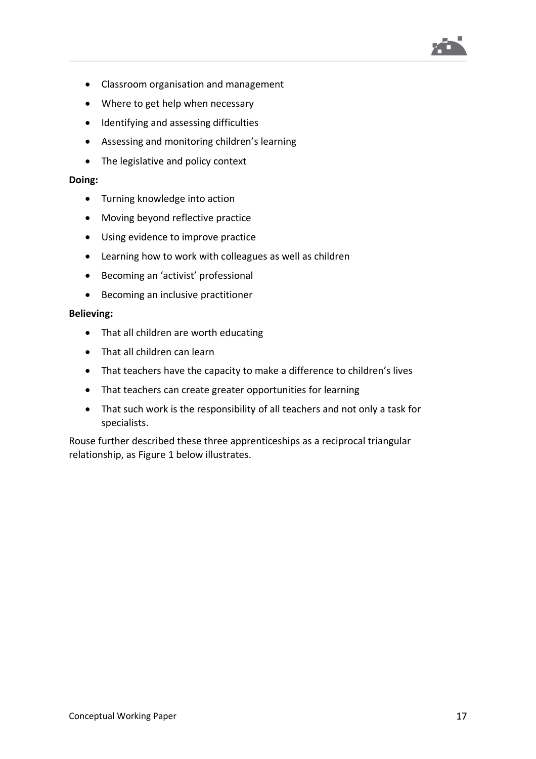- Classroom organisation and management
- Where to get help when necessary
- Identifying and assessing difficulties
- Assessing and monitoring children's learning
- The legislative and policy context

**Doing:**

- Turning knowledge into action
- Moving beyond reflective practice
- Using evidence to improve practice
- Learning how to work with colleagues as well as children
- Becoming an 'activist' professional
- Becoming an inclusive practitioner

**Believing:**

- That all children are worth educating
- That all children can learn
- That teachers have the capacity to make a difference to children's lives
- That teachers can create greater opportunities for learning
- That such work is the responsibility of all teachers and not only a task for specialists.

Rouse further described these three apprenticeships as a reciprocal triangular relationship, as Figure 1 below illustrates.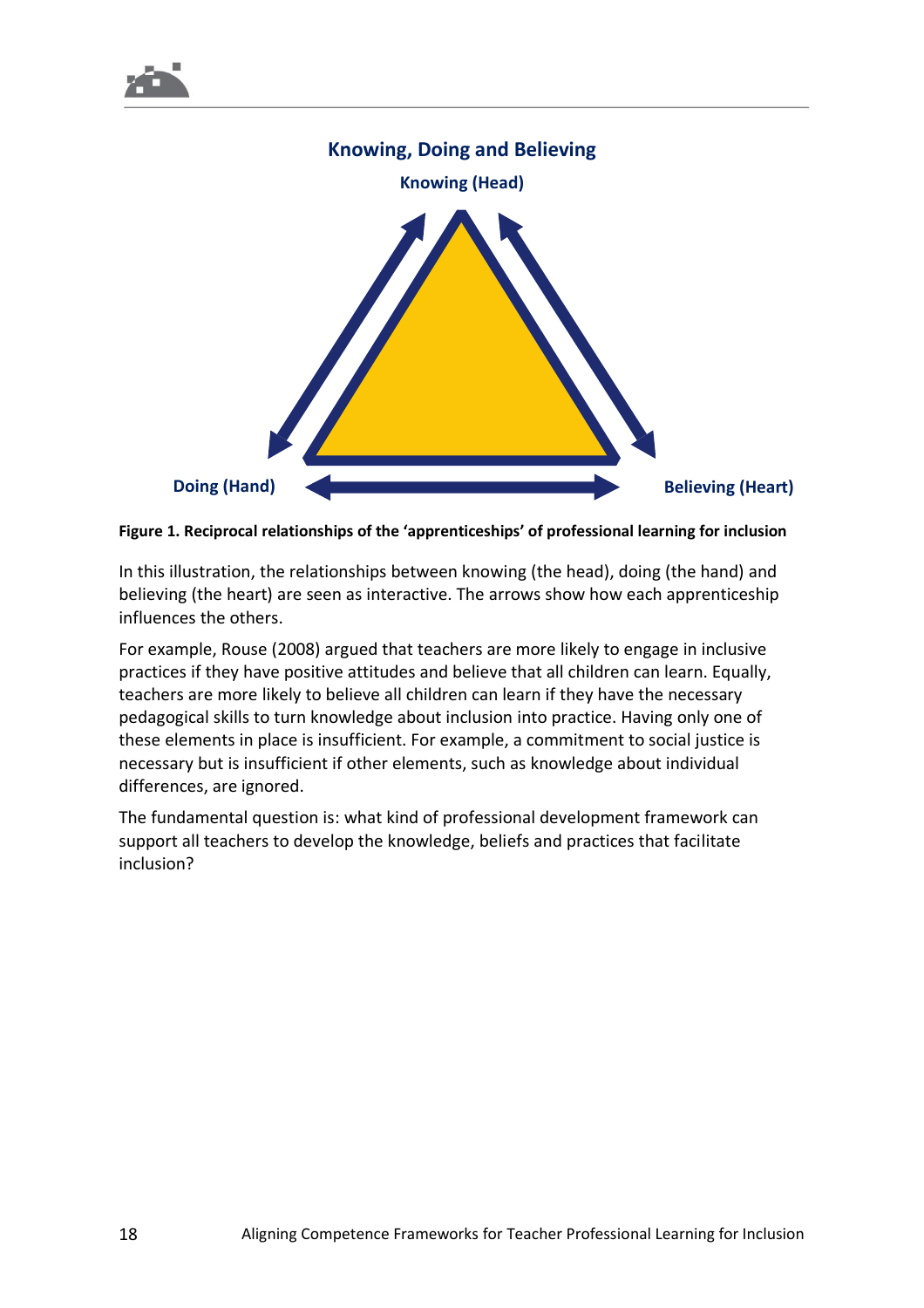Knowing, Doing and Believing

Knowing (Head)

Doing (Hand)

Believing (Heart)

**Figure 1. Reciprocal relationships of the 'apprenticeships' of professional learning for inclusion**

In this illustration, the relationships between knowing (the head), doing (the hand) and believing (the heart) are seen as interactive. The arrows show how each apprenticeship influences the others.

For example, Rouse (2008) argued that teachers are more likely to engage in inclusive practices if they have positive attitudes and believe that all children can learn. Equally, teachers are more likely to believe all children can learn if they have the necessary pedagogical skills to turn knowledge about inclusion into practice. Having only one of these elements in place is insufficient. For example, a commitment to social justice is necessary but is insufficient if other elements, such as knowledge about individual differences, are ignored.

The fundamental question is: what kind of professional development framework can support all teachers to develop the knowledge, beliefs and practices that facilitate inclusion?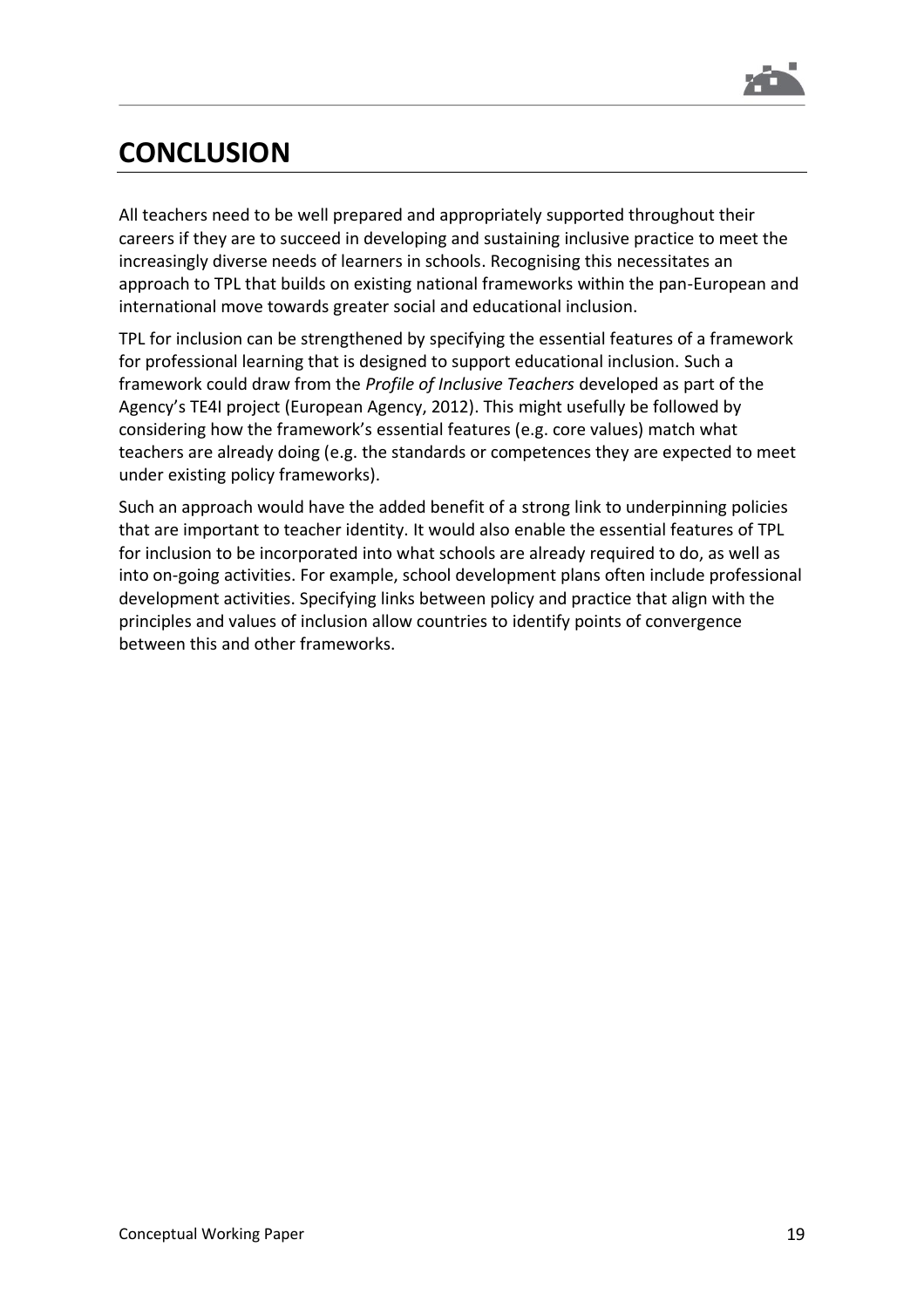# CONCLUSION

All teachers need to be well prepared and appropriately supported throughout their careers if they are to succeed in developing and sustaining inclusive practice to meet the increasingly diverse needs of learners in schools. Recognising this necessitates an approach to TPL that builds on existing national frameworks within the pan-European and international move towards greater social and educational inclusion.

TPL for inclusion can be strengthened by specifying the essential features of a framework for professional learning that is designed to support educational inclusion. Such a framework could draw from the *Profile of Inclusive Teachers* developed as part of the Agency's TE4I project (European Agency, 2012). This might usefully be followed by considering how the framework's essential features (e.g. core values) match what teachers are already doing (e.g. the standards or competences they are expected to meet under existing policy frameworks).

Such an approach would have the added benefit of a strong link to underpinning policies that are important to teacher identity. It would also enable the essential features of TPL for inclusion to be incorporated into what schools are already required to do, as well as into on-going activities. For example, school development plans often include professional development activities. Specifying links between policy and practice that align with the principles and values of inclusion allow countries to identify points of convergence between this and other frameworks.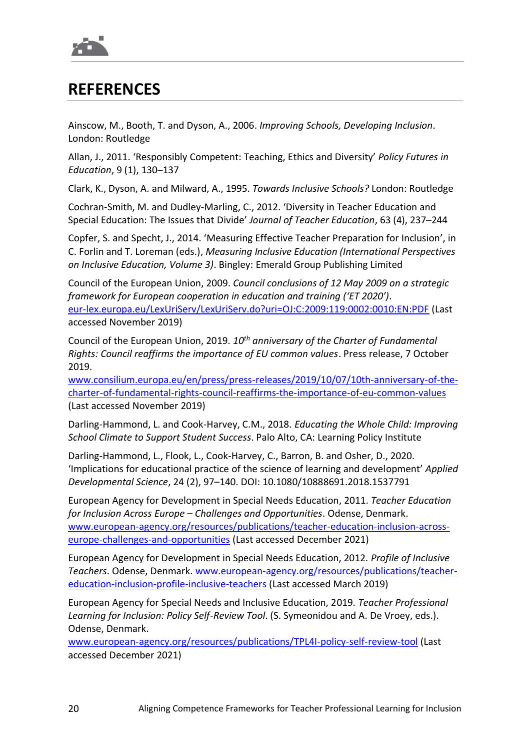# REFERENCES

Ainscow, M., Booth, T. and Dyson, A., 2006. *Improving Schools, Developing Inclusion*. London: Routledge

Allan, J., 2011. 'Responsibly Competent: Teaching, Ethics and Diversity' *Policy Futures in Education*, 9 (1), 130–137

Clark, K., Dyson, A. and Milward, A., 1995. *Towards Inclusive Schools?* London: Routledge

Cochran-Smith, M. and Dudley-Marling, C., 2012. 'Diversity in Teacher Education and Special Education: The Issues that Divide' *Journal of Teacher Education*, 63 (4), 237–244

Copfer, S. and Specht, J., 2014. 'Measuring Effective Teacher Preparation for Inclusion', in C. Forlin and T. Loreman (eds.), *Measuring Inclusive Education (International Perspectives on Inclusive Education, Volume 3)*. Bingley: Emerald Group Publishing Limited

Council of the European Union, 2009. *Council conclusions of 12 May 2009 on a strategic framework for European cooperation in education and training ('ET 2020')*. [eur-lex.europa.eu/LexUriServ/LexUriServ.do?uri=OJ:C:2009:119:0002:0010:EN:PDF](eur-lex.europa.eu/LexUriServ/LexUriServ.do?uri=OJ:C:2009:119:0002:0010:EN:PDF) (Last accessed November 2019)

Council of the European Union, 2019. *10th anniversary of the Charter of Fundamental Rights: Council reaffirms the importance of EU common values*. Press release, 7 October 2019. [www.consilium.europa.eu/en/press/press-releases/2019/10/07/10th-anniversary-of-the-charter-of-fundamental-rights-council-reaffirms-the-importance-of-eu-common-values](www.consilium.europa.eu/en/press/press-releases/2019/10/07/10th-anniversary-of-the-charter-of-fundamental-rights-council-reaffirms-the-importance-of-eu-common-values) (Last accessed November 2019)

Darling-Hammond, L. and Cook-Harvey, C.M., 2018. *Educating the Whole Child: Improving School Climate to Support Student Success*. Palo Alto, CA: Learning Policy Institute

Darling-Hammond, L., Flook, L., Cook-Harvey, C., Barron, B. and Osher, D., 2020. 'Implications for educational practice of the science of learning and development' *Applied Developmental Science*, 24 (2), 97–140. DOI: 10.1080/10888691.2018.1537791

European Agency for Development in Special Needs Education, 2011. *Teacher Education for Inclusion Across Europe – Challenges and Opportunities*. Odense, Denmark. [www.european-agency.org/resources/publications/teacher-education-inclusion-across-europe-challenges-and-opportunities](www.european-agency.org/resources/publications/teacher-education-inclusion-across-europe-challenges-and-opportunities) (Last accessed December 2021)

European Agency for Development in Special Needs Education, 2012. *Profile of Inclusive Teachers*. Odense, Denmark. [www.european-agency.org/resources/publications/teacher-education-inclusion-profile-inclusive-teachers](www.european-agency.org/resources/publications/teacher-education-inclusion-profile-inclusive-teachers) (Last accessed March 2019)

European Agency for Special Needs and Inclusive Education, 2019. *Teacher Professional Learning for Inclusion: Policy Self-Review Tool*. (S. Symeonidou and A. De Vroey, eds.). Odense, Denmark. [www.european-agency.org/resources/publications/TPL4I-policy-self-review-tool](www.european-agency.org/resources/publications/TPL4I-policy-self-review-tool) (Last accessed December 2021)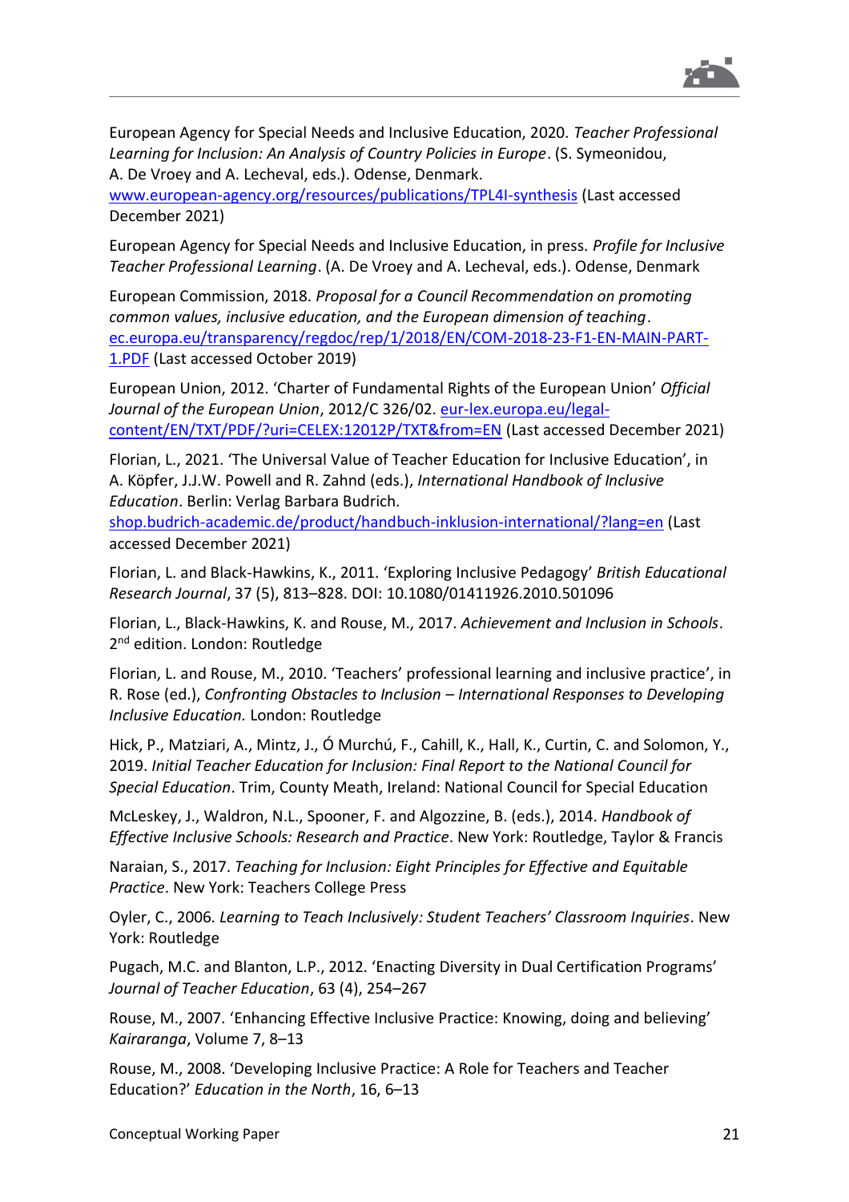European Agency for Special Needs and Inclusive Education, 2020. *Teacher Professional Learning for Inclusion: An Analysis of Country Policies in Europe*. (S. Symeonidou, A. De Vroey and A. Lecheval, eds.). Odense, Denmark. [www.european-agency.org/resources/publications/TPL4I-synthesis](www.european-agency.org/resources/publications/TPL4I-synthesis) (Last accessed December 2021)

European Agency for Special Needs and Inclusive Education, in press. *Profile for Inclusive Teacher Professional Learning*. (A. De Vroey and A. Lecheval, eds.). Odense, Denmark

European Commission, 2018. *Proposal for a Council Recommendation on promoting common values, inclusive education, and the European dimension of teaching*. [ec.europa.eu/transparency/regdoc/rep/1/2018/EN/COM-2018-23-F1-EN-MAIN-PART-1.PDF](ec.europa.eu/transparency/regdoc/rep/1/2018/EN/COM-2018-23-F1-EN-MAIN-PART-1.PDF) (Last accessed October 2019)

European Union, 2012. 'Charter of Fundamental Rights of the European Union' *Official Journal of the European Union*, 2012/C 326/02. [eur-lex.europa.eu/legal-content/EN/TXT/PDF/?uri=CELEX:12012P/TXT&from=EN](eur-lex.europa.eu/legal-content/EN/TXT/PDF/?uri=CELEX:12012P/TXT&from=EN) (Last accessed December 2021)

Florian, L., 2021. 'The Universal Value of Teacher Education for Inclusive Education', in A. Köpfer, J.J.W. Powell and R. Zahnd (eds.), *International Handbook of Inclusive Education*. Berlin: Verlag Barbara Budrich. [shop.budrich-academic.de/product/handbuch-inklusion-international/?lang=en](shop.budrich-academic.de/product/handbuch-inklusion-international/?lang=en) (Last accessed December 2021)

Florian, L. and Black-Hawkins, K., 2011. 'Exploring Inclusive Pedagogy' *British Educational Research Journal*, 37 (5), 813–828. DOI: 10.1080/01411926.2010.501096

Florian, L., Black-Hawkins, K. and Rouse, M., 2017. *Achievement and Inclusion in Schools*. 2nd edition. London: Routledge

Florian, L. and Rouse, M., 2010. 'Teachers' professional learning and inclusive practice', in R. Rose (ed.), *Confronting Obstacles to Inclusion – International Responses to Developing Inclusive Education.* London: Routledge

Hick, P., Matziari, A., Mintz, J., Ó Murchú, F., Cahill, K., Hall, K., Curtin, C. and Solomon, Y., 2019. *Initial Teacher Education for Inclusion: Final Report to the National Council for Special Education*. Trim, County Meath, Ireland: National Council for Special Education

McLeskey, J., Waldron, N.L., Spooner, F. and Algozzine, B. (eds.), 2014. *Handbook of Effective Inclusive Schools: Research and Practice*. New York: Routledge, Taylor & Francis

Naraian, S., 2017. *Teaching for Inclusion: Eight Principles for Effective and Equitable Practice*. New York: Teachers College Press

Oyler, C., 2006. *Learning to Teach Inclusively: Student Teachers' Classroom Inquiries*. New York: Routledge

Pugach, M.C. and Blanton, L.P., 2012. 'Enacting Diversity in Dual Certification Programs' *Journal of Teacher Education*, 63 (4), 254–267

Rouse, M., 2007. 'Enhancing Effective Inclusive Practice: Knowing, doing and believing' *Kairaranga*, Volume 7, 8–13

Rouse, M., 2008. 'Developing Inclusive Practice: A Role for Teachers and Teacher Education?' *Education in the North*, 16, 6–13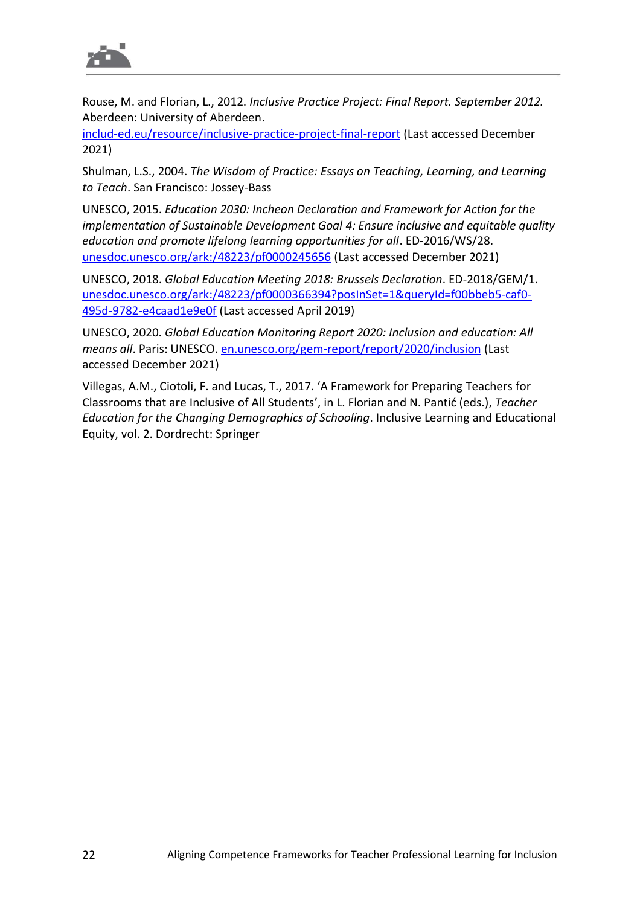Rouse, M. and Florian, L., 2012. *Inclusive Practice Project: Final Report. September 2012.* Aberdeen: University of Aberdeen. [includ-ed.eu/resource/inclusive-practice-project-final-report](includ-ed.eu/resource/inclusive-practice-project-final-report) (Last accessed December 2021)

Shulman, L.S., 2004. *The Wisdom of Practice: Essays on Teaching, Learning, and Learning to Teach*. San Francisco: Jossey-Bass

UNESCO, 2015. *Education 2030: Incheon Declaration and Framework for Action for the implementation of Sustainable Development Goal 4: Ensure inclusive and equitable quality education and promote lifelong learning opportunities for all*. ED-2016/WS/28. [unesdoc.unesco.org/ark:/48223/pf0000245656](unesdoc.unesco.org/ark:/48223/pf0000245656) (Last accessed December 2021)

UNESCO, 2018. *Global Education Meeting 2018: Brussels Declaration*. ED-2018/GEM/1. [unesdoc.unesco.org/ark:/48223/pf0000366394?posInSet=1&queryId=f00bbeb5-caf0-495d-9782-e4caad1e9e0f](unesdoc.unesco.org/ark:/48223/pf0000366394?posInSet=1&queryId=f00bbeb5-caf0-495d-9782-e4caad1e9e0f) (Last accessed April 2019)

UNESCO, 2020. *Global Education Monitoring Report 2020: Inclusion and education: All means all*. Paris: UNESCO. [en.unesco.org/gem-report/report/2020/inclusion](en.unesco.org/gem-report/report/2020/inclusion) (Last accessed December 2021)

Villegas, A.M., Ciotoli, F. and Lucas, T., 2017. 'A Framework for Preparing Teachers for Classrooms that are Inclusive of All Students', in L. Florian and N. Pantić (eds.), *Teacher Education for the Changing Demographics of Schooling*. Inclusive Learning and Educational Equity, vol. 2. Dordrecht: Springer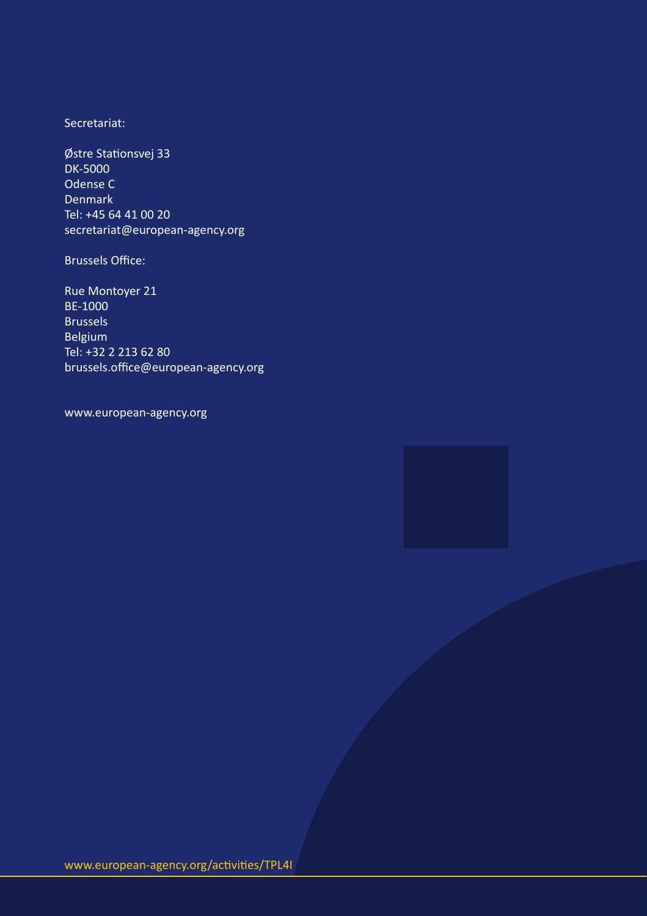Secretariat:

Østre Stationsvej 33
DK-5000
Odense C
Denmark
Tel: +45 64 41 00 20
secretariat@european-agency.org

Brussels Office:

Rue Montoyer 21
BE-1000
Brussels
Belgium
Tel: +32 2 213 62 80
brussels.office@european-agency.org

www.european-agency.org

www.european-agency.org/activities/TPL4I